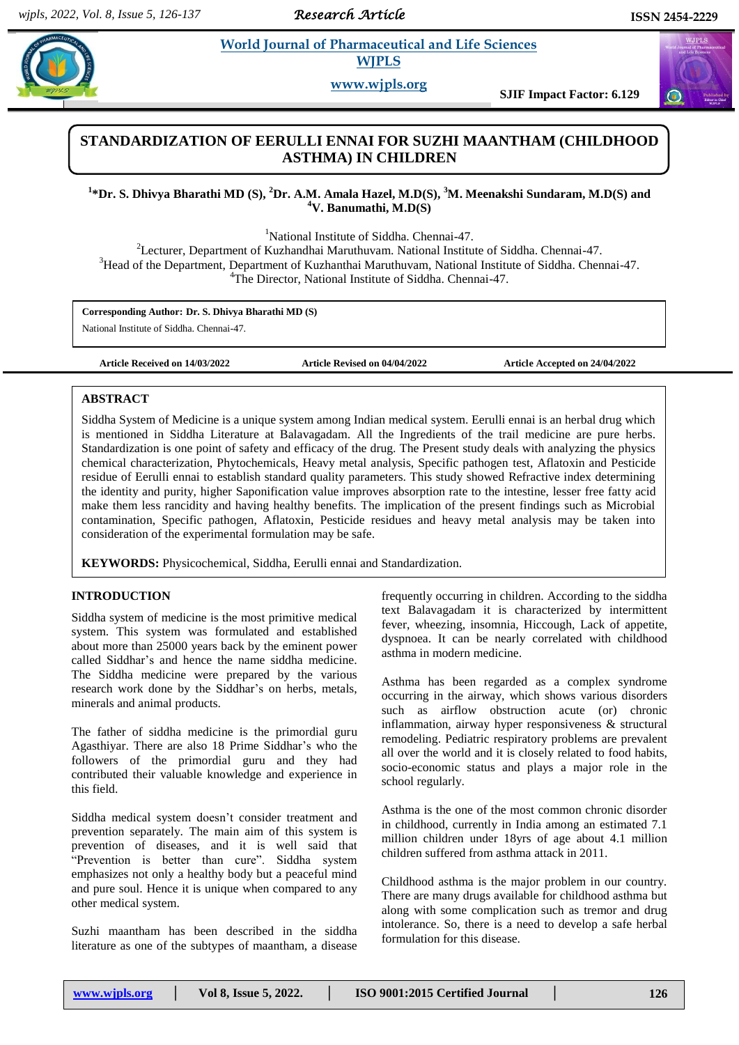# STANDARDIZATION OF EERULLI ENNAI FOR SUZHI MAANTHAM (CHILDHOOD ASTHMA) IN CHILDREN

**[1]\*Dr. S. Dhivya Bharathi MD (S), [2]Dr. A.M. Amala Hazel, M.D(S), [3]M. Meenakshi Sundaram, M.D(S) and [4]V. Banumathi, M.D(S)**

[1]National Institute of Siddha. Chennai-47.
[2]Lecturer, Department of Kuzhandhai Maruthuvam. National Institute of Siddha. Chennai-47.
[3]Head of the Department, Department of Kuzhanthai Maruthuvam, National Institute of Siddha. Chennai-47.
[4]The Director, National Institute of Siddha. Chennai-47.

**Corresponding Author: Dr. S. Dhivya Bharathi MD (S)**
National Institute of Siddha. Chennai-47.

**Article Received on 14/03/2022** **Article Revised on 04/04/2022** **Article Accepted on 24/04/2022**

## ABSTRACT

Siddha System of Medicine is a unique system among Indian medical system. Eerulli ennai is an herbal drug which is mentioned in Siddha Literature at Balavagadam. All the Ingredients of the trail medicine are pure herbs. Standardization is one point of safety and efficacy of the drug. The Present study deals with analyzing the physics chemical characterization, Phytochemicals, Heavy metal analysis, Specific pathogen test, Aflatoxin and Pesticide residue of Eerulli ennai to establish standard quality parameters. This study showed Refractive index determining the identity and purity, higher Saponification value improves absorption rate to the intestine, lesser free fatty acid make them less rancidity and having healthy benefits. The implication of the present findings such as Microbial contamination, Specific pathogen, Aflatoxin, Pesticide residues and heavy metal analysis may be taken into consideration of the experimental formulation may be safe.

**KEYWORDS:** Physicochemical, Siddha, Eerulli ennai and Standardization.

## INTRODUCTION

Siddha system of medicine is the most primitive medical system. This system was formulated and established about more than 25000 years back by the eminent power called Siddhar's and hence the name siddha medicine. The Siddha medicine were prepared by the various research work done by the Siddhar's on herbs, metals, minerals and animal products.

The father of siddha medicine is the primordial guru Agasthiyar. There are also 18 Prime Siddhar's who the followers of the primordial guru and they had contributed their valuable knowledge and experience in this field.

Siddha medical system doesn't consider treatment and prevention separately. The main aim of this system is prevention of diseases, and it is well said that "Prevention is better than cure". Siddha system emphasizes not only a healthy body but a peaceful mind and pure soul. Hence it is unique when compared to any other medical system.

Suzhi maantham has been described in the siddha literature as one of the subtypes of maantham, a disease frequently occurring in children. According to the siddha text Balavagadam it is characterized by intermittent fever, wheezing, insomnia, Hiccough, Lack of appetite, dyspnoea. It can be nearly correlated with childhood asthma in modern medicine.

Asthma has been regarded as a complex syndrome occurring in the airway, which shows various disorders such as airflow obstruction acute (or) chronic inflammation, airway hyper responsiveness & structural remodeling. Pediatric respiratory problems are prevalent all over the world and it is closely related to food habits, socio-economic status and plays a major role in the school regularly.

Asthma is the one of the most common chronic disorder in childhood, currently in India among an estimated 7.1 million children under 18yrs of age about 4.1 million children suffered from asthma attack in 2011.

Childhood asthma is the major problem in our country. There are many drugs available for childhood asthma but along with some complication such as tremor and drug intolerance. So, there is a need to develop a safe herbal formulation for this disease.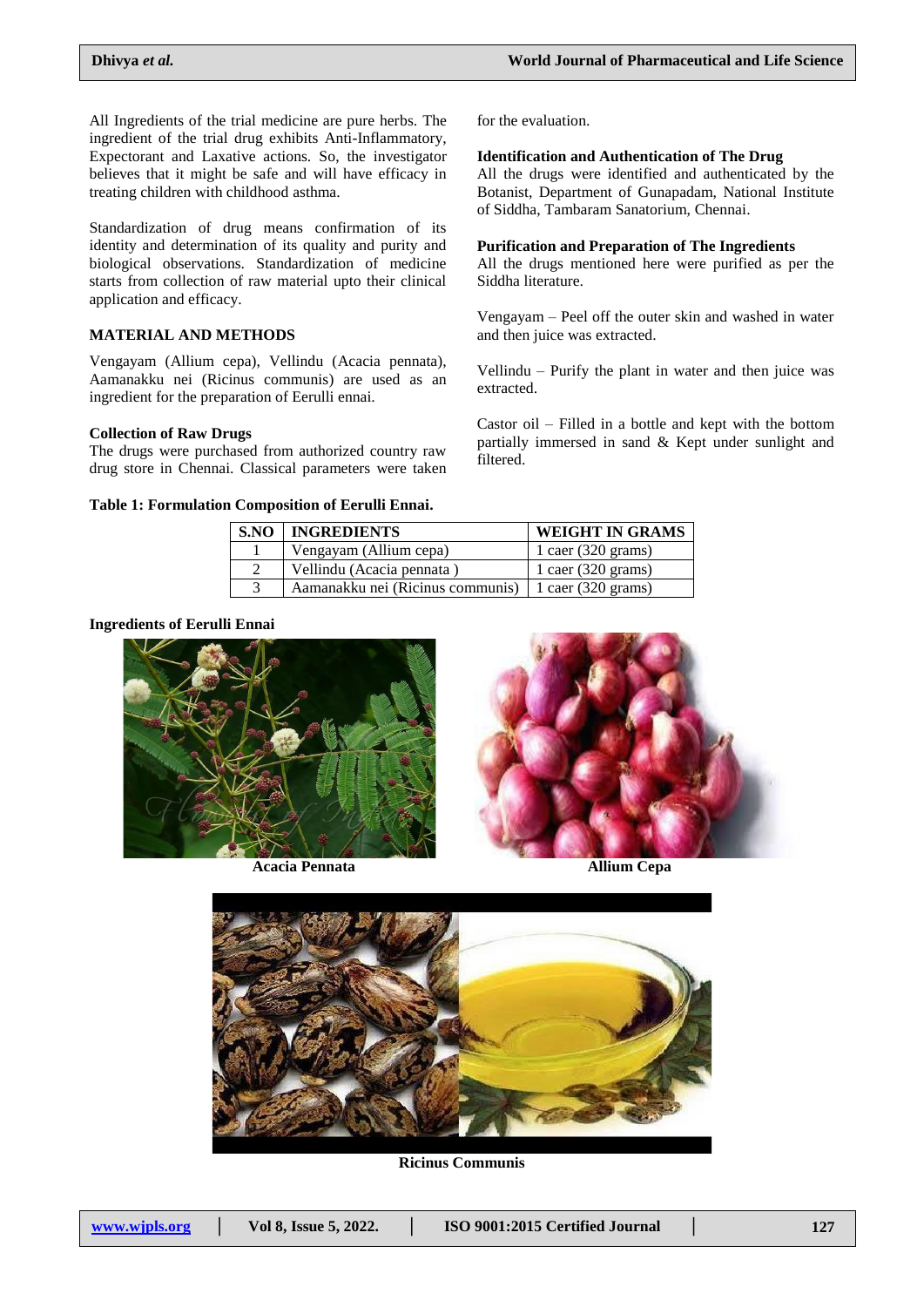All Ingredients of the trial medicine are pure herbs. The ingredient of the trial drug exhibits Anti-Inflammatory, Expectorant and Laxative actions. So, the investigator believes that it might be safe and will have efficacy in treating children with childhood asthma.

Standardization of drug means confirmation of its identity and determination of its quality and purity and biological observations. Standardization of medicine starts from collection of raw material upto their clinical application and efficacy.

## MATERIAL AND METHODS

Vengayam (Allium cepa), Vellindu (Acacia pennata), Aamanakku nei (Ricinus communis) are used as an ingredient for the preparation of Eerulli ennai.

### Collection of Raw Drugs

The drugs were purchased from authorized country raw drug store in Chennai. Classical parameters were taken for the evaluation.

### Identification and Authentication of The Drug

All the drugs were identified and authenticated by the Botanist, Department of Gunapadam, National Institute of Siddha, Tambaram Sanatorium, Chennai.

### Purification and Preparation of The Ingredients

All the drugs mentioned here were purified as per the Siddha literature.

Vengayam – Peel off the outer skin and washed in water and then juice was extracted.

Vellindu – Purify the plant in water and then juice was extracted.

Castor oil – Filled in a bottle and kept with the bottom partially immersed in sand & Kept under sunlight and filtered.

**Table 1: Formulation Composition of Eerulli Ennai.**

| S.NO | INGREDIENTS | WEIGHT IN GRAMS |
|---|---|---|
| 1 | Vengayam (Allium cepa) | 1 caer (320 grams) |
| 2 | Vellindu (Acacia pennata ) | 1 caer (320 grams) |
| 3 | Aamanakku nei (Ricinus communis) | 1 caer (320 grams) |

**Ingredients of Eerulli Ennai**

**Acacia Pennata**

**Allium Cepa**

**Ricinus Communis**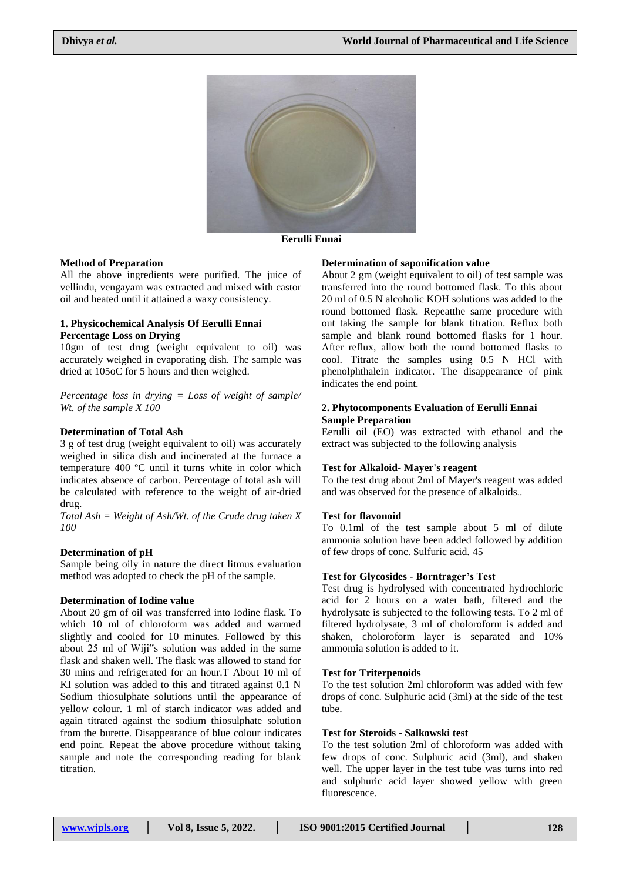Eerulli Ennai

**Method of Preparation**

All the above ingredients were purified. The juice of vellindu, vengayam was extracted and mixed with castor oil and heated until it attained a waxy consistency.

**1. Physicochemical Analysis Of Eerulli Ennai**

**Percentage Loss on Drying**

10gm of test drug (weight equivalent to oil) was accurately weighed in evaporating dish. The sample was dried at 105oC for 5 hours and then weighed.

*Percentage loss in drying = Loss of weight of sample/ Wt. of the sample X 100*

**Determination of Total Ash**

3 g of test drug (weight equivalent to oil) was accurately weighed in silica dish and incinerated at the furnace a temperature 400 ºC until it turns white in color which indicates absence of carbon. Percentage of total ash will be calculated with reference to the weight of air-dried drug.

*Total Ash = Weight of Ash/Wt. of the Crude drug taken X 100*

**Determination of pH**

Sample being oily in nature the direct litmus evaluation method was adopted to check the pH of the sample.

**Determination of Iodine value**

About 20 gm of oil was transferred into Iodine flask. To which 10 ml of chloroform was added and warmed slightly and cooled for 10 minutes. Followed by this about 25 ml of Wiji"s solution was added in the same flask and shaken well. The flask was allowed to stand for 30 mins and refrigerated for an hour.T About 10 ml of KI solution was added to this and titrated against 0.1 N Sodium thiosulphate solutions until the appearance of yellow colour. 1 ml of starch indicator was added and again titrated against the sodium thiosulphate solution from the burette. Disappearance of blue colour indicates end point. Repeat the above procedure without taking sample and note the corresponding reading for blank titration.

**Determination of saponification value**

About 2 gm (weight equivalent to oil) of test sample was transferred into the round bottomed flask. To this about 20 ml of 0.5 N alcoholic KOH solutions was added to the round bottomed flask. Repeatthe same procedure with out taking the sample for blank titration. Reflux both sample and blank round bottomed flasks for 1 hour. After reflux, allow both the round bottomed flasks to cool. Titrate the samples using 0.5 N HCl with phenolphthalein indicator. The disappearance of pink indicates the end point.

**2. Phytocomponents Evaluation of Eerulli Ennai**

**Sample Preparation**

Eerulli oil (EO) was extracted with ethanol and the extract was subjected to the following analysis

**Test for Alkaloid- Mayer's reagent**

To the test drug about 2ml of Mayer's reagent was added and was observed for the presence of alkaloids..

**Test for flavonoid**

To 0.1ml of the test sample about 5 ml of dilute ammonia solution have been added followed by addition of few drops of conc. Sulfuric acid. 45

**Test for Glycosides - Borntrager's Test**

Test drug is hydrolysed with concentrated hydrochloric acid for 2 hours on a water bath, filtered and the hydrolysate is subjected to the following tests. To 2 ml of filtered hydrolysate, 3 ml of choloroform is added and shaken, choloroform layer is separated and 10% ammonia solution is added to it.

**Test for Triterpenoids**

To the test solution 2ml chloroform was added with few drops of conc. Sulphuric acid (3ml) at the side of the test tube.

**Test for Steroids - Salkowski test**

To the test solution 2ml of chloroform was added with few drops of conc. Sulphuric acid (3ml), and shaken well. The upper layer in the test tube was turns into red and sulphuric acid layer showed yellow with green fluorescence.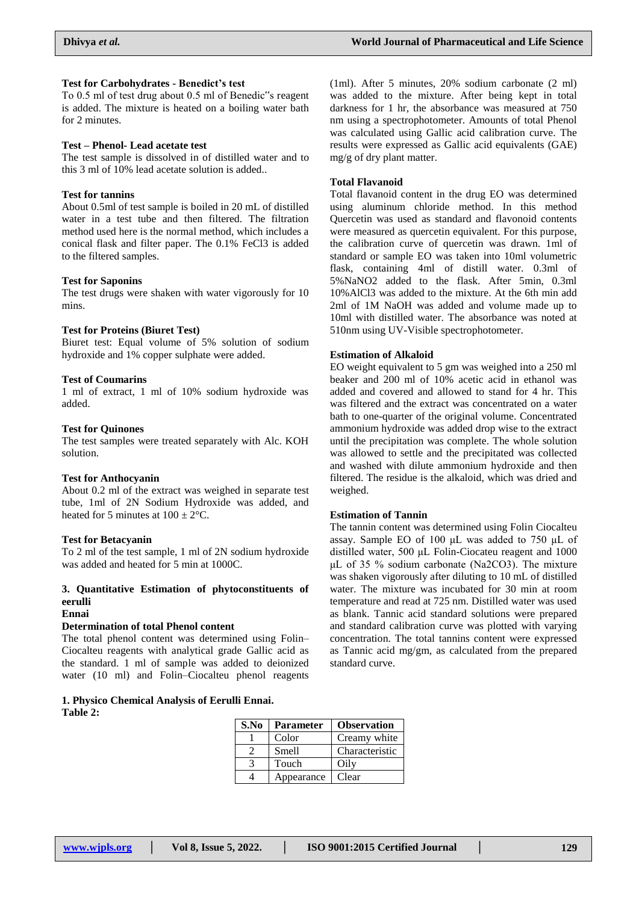### Test for Carbohydrates - Benedict's test

To 0.5 ml of test drug about 0.5 ml of Benedic"s reagent is added. The mixture is heated on a boiling water bath for 2 minutes.

### Test – Phenol- Lead acetate test

The test sample is dissolved in of distilled water and to this 3 ml of 10% lead acetate solution is added..

### Test for tannins

About 0.5ml of test sample is boiled in 20 mL of distilled water in a test tube and then filtered. The filtration method used here is the normal method, which includes a conical flask and filter paper. The 0.1% $FeCl_3$ is added to the filtered samples.

### Test for Saponins

The test drugs were shaken with water vigorously for 10 mins.

### Test for Proteins (Biuret Test)

Biuret test: Equal volume of 5% solution of sodium hydroxide and 1% copper sulphate were added.

### Test of Coumarins

1 ml of extract, 1 ml of 10% sodium hydroxide was added.

### Test for Quinones

The test samples were treated separately with Alc. KOH solution.

### Test for Anthocyanin

About 0.2 ml of the extract was weighed in separate test tube, 1ml of 2N Sodium Hydroxide was added, and heated for 5 minutes at $100 \pm 2°C$.

### Test for Betacyanin

To 2 ml of the test sample, 1 ml of 2N sodium hydroxide was added and heated for 5 min at 1000C.

## 3. Quantitative Estimation of phytoconstituents of eerulli Ennai

### Determination of total Phenol content

The total phenol content was determined using Folin–Ciocalteu reagents with analytical grade Gallic acid as the standard. 1 ml of sample was added to deionized water (10 ml) and Folin–Ciocalteu phenol reagents (1ml). After 5 minutes, 20% sodium carbonate (2 ml) was added to the mixture. After being kept in total darkness for 1 hr, the absorbance was measured at 750 nm using a spectrophotometer. Amounts of total Phenol was calculated using Gallic acid calibration curve. The results were expressed as Gallic acid equivalents (GAE) mg/g of dry plant matter.

### Total Flavanoid

Total flavanoid content in the drug EO was determined using aluminum chloride method. In this method Quercetin was used as standard and flavonoid contents were measured as quercetin equivalent. For this purpose, the calibration curve of quercetin was drawn. 1ml of standard or sample EO was taken into 10ml volumetric flask, containing 4ml of distill water. 0.3ml of 5%$NaNO_2$ added to the flask. After 5min, 0.3ml 10%$AlCl_3$ was added to the mixture. At the 6th min add 2ml of 1M NaOH was added and volume made up to 10ml with distilled water. The absorbance was noted at 510nm using UV-Visible spectrophotometer.

### Estimation of Alkaloid

EO weight equivalent to 5 gm was weighed into a 250 ml beaker and 200 ml of 10% acetic acid in ethanol was added and covered and allowed to stand for 4 hr. This was filtered and the extract was concentrated on a water bath to one-quarter of the original volume. Concentrated ammonium hydroxide was added drop wise to the extract until the precipitation was complete. The whole solution was allowed to settle and the precipitated was collected and washed with dilute ammonium hydroxide and then filtered. The residue is the alkaloid, which was dried and weighed.

### Estimation of Tannin

The tannin content was determined using Folin Ciocalteu assay. Sample EO of 100 µL was added to 750 µL of distilled water, 500 µL Folin-Ciocateu reagent and 1000 µL of 35 % sodium carbonate ($Na_2CO_3$). The mixture was shaken vigorously after diluting to 10 mL of distilled water. The mixture was incubated for 30 min at room temperature and read at 725 nm. Distilled water was used as blank. Tannic acid standard solutions were prepared and standard calibration curve was plotted with varying concentration. The total tannins content were expressed as Tannic acid mg/gm, as calculated from the prepared standard curve.

## 1. Physico Chemical Analysis of Eerulli Ennai.

**Table 2:**

| S.No | Parameter | Observation |
|---|---|---|
| 1 | Color | Creamy white |
| 2 | Smell | Characteristic |
| 3 | Touch | Oily |
| 4 | Appearance | Clear |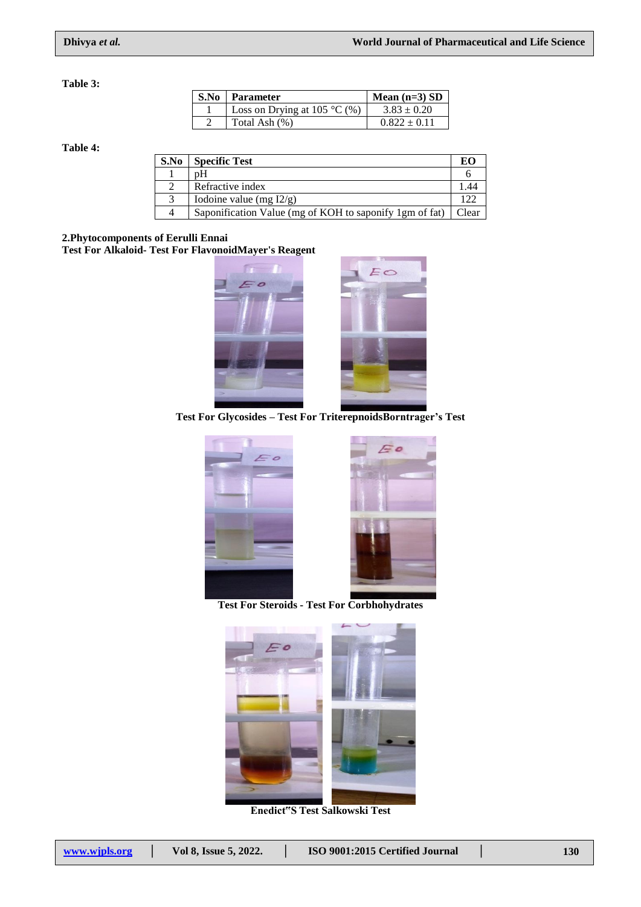**Table 3:**

| S.No | Parameter | Mean (n=3) SD |
|---|---|---|
| 1 | Loss on Drying at 105 °C (%) | 3.83 ± 0.20 |
| 2 | Total Ash (%) | 0.822 ± 0.11 |

**Table 4:**

| S.No | Specific Test | EO |
|---|---|---|
| 1 | pH | 6 |
| 2 | Refractive index | 1.44 |
| 3 | Iodoine value (mg I2/g) | 122 |
| 4 | Saponification Value (mg of KOH to saponify 1gm of fat) | Clear |

**2.Phytocomponents of Eerulli Ennai**

**Test For Alkaloid- Test For FlavonoidMayer's Reagent**

**Test For Glycosides – Test For TriterepnoidsBorntrager's Test**

**Test For Steroids - Test For Corbhohydrates**

**Enedict"S Test Salkowski Test**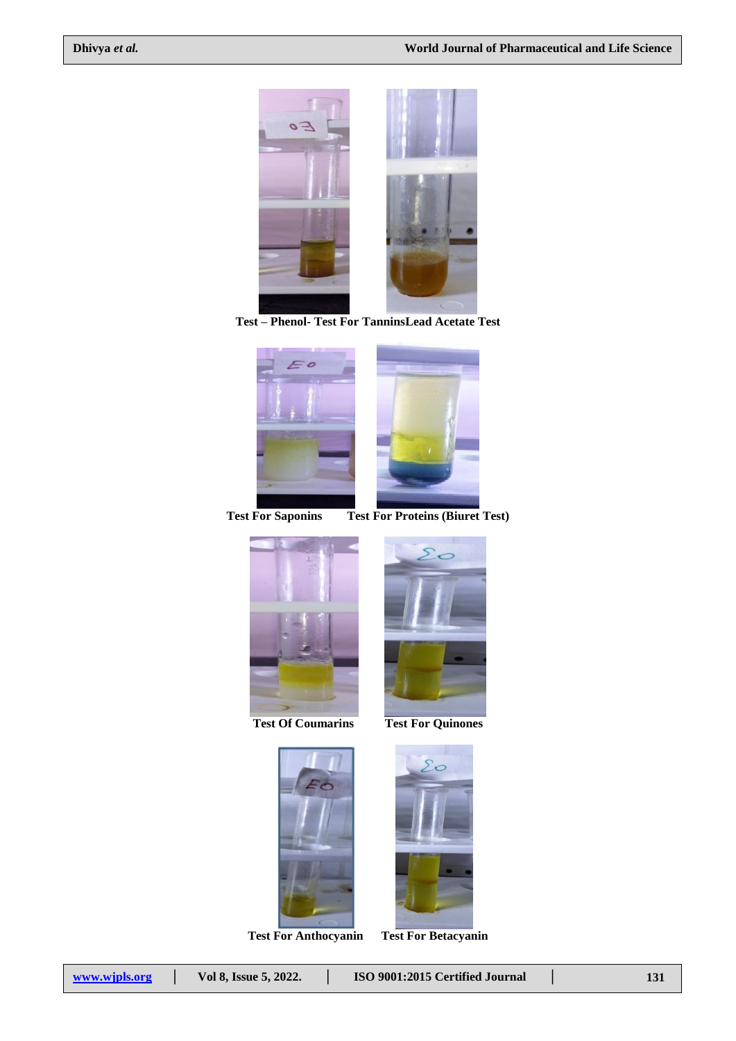Test – Phenol- Test For TanninsLead Acetate Test

Test For Saponins Test For Proteins (Biuret Test)

Test Of Coumarins Test For Quinones

Test For Anthocyanin Test For Betacyanin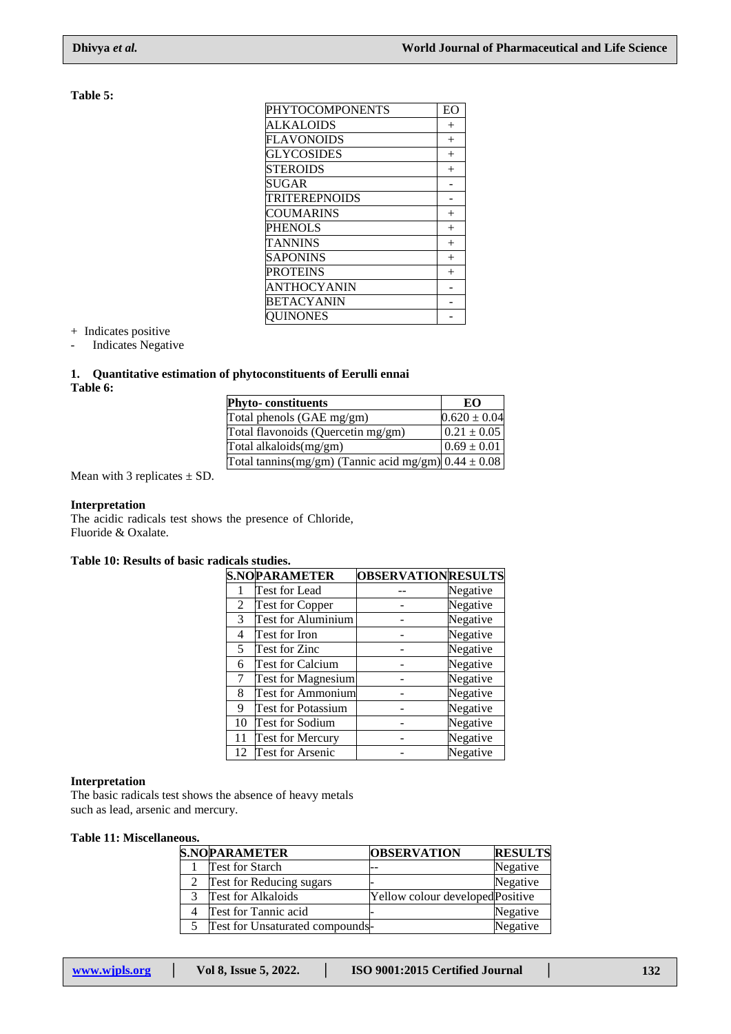**Table 5:**

| PHYTOCOMPONENTS | EO |
|---|---|
| ALKALOIDS | + |
| FLAVONOIDS | + |
| GLYCOSIDES | + |
| STEROIDS | + |
| SUGAR | - |
| TRITEREPNOIDS | - |
| COUMARINS | + |
| PHENOLS | + |
| TANNINS | + |
| SAPONINS | + |
| PROTEINS | + |
| ANTHOCYANIN | - |
| BETACYANIN | - |
| QUINONES | - |

\+ Indicates positive
\- Indicates Negative

### 1. Quantitative estimation of phytoconstituents of Eerulli ennai

**Table 6:**

| Phyto- constituents | EO |
|---|---|
| Total phenols (GAE mg/gm) | 0.620 ± 0.04 |
| Total flavonoids (Quercetin mg/gm) | 0.21 ± 0.05 |
| Total alkaloids(mg/gm) | 0.69 ± 0.01 |
| Total tannins(mg/gm) (Tannic acid mg/gm) | 0.44 ± 0.08 |

Mean with 3 replicates ± SD.

**Interpretation**
The acidic radicals test shows the presence of Chloride, Fluoride & Oxalate.

**Table 10: Results of basic radicals studies.**

| S.NO | PARAMETER | OBSERVATION | RESULTS |
|---|---|---|---|
| 1 | Test for Lead | -- | Negative |
| 2 | Test for Copper | - | Negative |
| 3 | Test for Aluminium | - | Negative |
| 4 | Test for Iron | - | Negative |
| 5 | Test for Zinc | - | Negative |
| 6 | Test for Calcium | - | Negative |
| 7 | Test for Magnesium | - | Negative |
| 8 | Test for Ammonium | - | Negative |
| 9 | Test for Potassium | - | Negative |
| 10 | Test for Sodium | - | Negative |
| 11 | Test for Mercury | - | Negative |
| 12 | Test for Arsenic | - | Negative |

**Interpretation**
The basic radicals test shows the absence of heavy metals such as lead, arsenic and mercury.

**Table 11: Miscellaneous.**

| S.NO | PARAMETER | OBSERVATION | RESULTS |
|---|---|---|---|
| 1 | Test for Starch | -- | Negative |
| 2 | Test for Reducing sugars | - | Negative |
| 3 | Test for Alkaloids | Yellow colour developed | Positive |
| 4 | Test for Tannic acid | - | Negative |
| 5 | Test for Unsaturated compounds | - | Negative |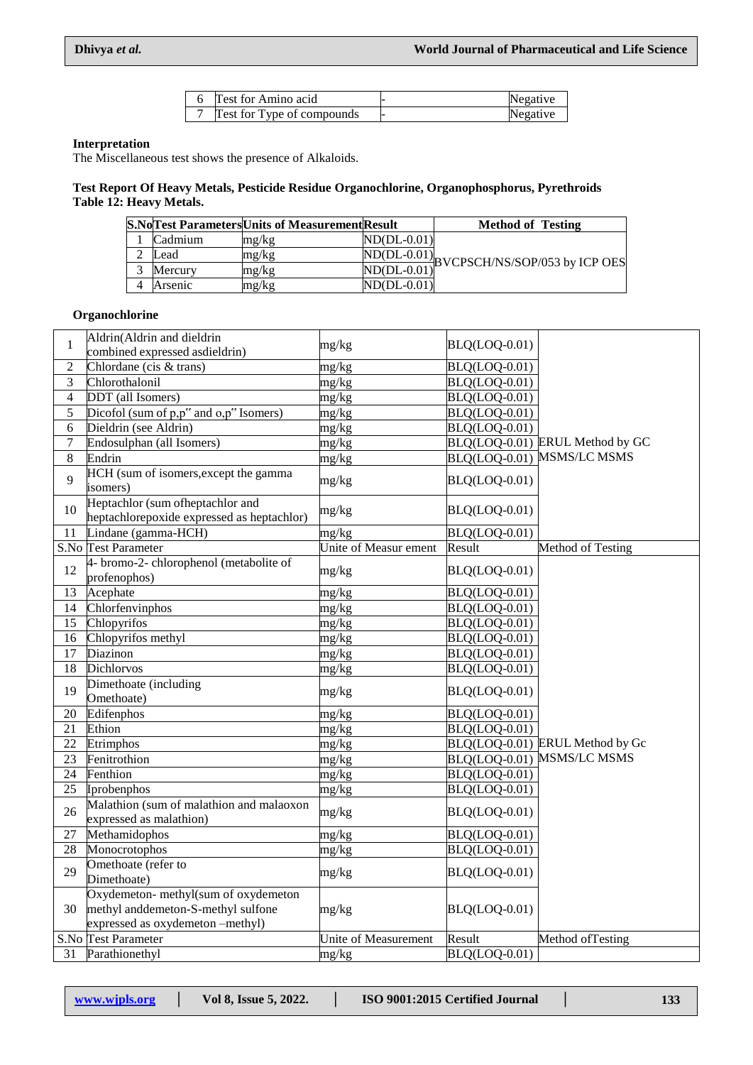| | | | |
|---|---|---|---|
| 6 | Test for Amino acid | - | Negative |
| 7 | Test for Type of compounds | - | Negative |

**Interpretation**

The Miscellaneous test shows the presence of Alkaloids.

**Test Report Of Heavy Metals, Pesticide Residue Organochlorine, Organophosphorus, Pyrethroids**

**Table 12: Heavy Metals.**

| S.No | Test Parameters | Units of Measurement | Result | Method of Testing |
|---|---|---|---|---|
| 1 | Cadmium | mg/kg | ND(DL-0.01) | BVCPSCH/NS/SOP/053 by ICP OES |
| 2 | Lead | mg/kg | ND(DL-0.01) | |
| 3 | Mercury | mg/kg | ND(DL-0.01) | |
| 4 | Arsenic | mg/kg | ND(DL-0.01) | |

**Organochlorine**

| | | | | |
|---|---|---|---|---|
| 1 | Aldrin(Aldrin and dieldrin combined expressed asdieldrin) | mg/kg | BLQ(LOQ-0.01) | ERUL Method by GC MSMS/LC MSMS |
| 2 | Chlordane (cis & trans) | mg/kg | BLQ(LOQ-0.01) | |
| 3 | Chlorothalonil | mg/kg | BLQ(LOQ-0.01) | |
| 4 | DDT (all Isomers) | mg/kg | BLQ(LOQ-0.01) | |
| 5 | Dicofol (sum of p,p" and o,p" Isomers) | mg/kg | BLQ(LOQ-0.01) | |
| 6 | Dieldrin (see Aldrin) | mg/kg | BLQ(LOQ-0.01) | |
| 7 | Endosulphan (all Isomers) | mg/kg | BLQ(LOQ-0.01) | |
| 8 | Endrin | mg/kg | BLQ(LOQ-0.01) | |
| 9 | HCH (sum of isomers,except the gamma isomers) | mg/kg | BLQ(LOQ-0.01) | |
| 10 | Heptachlor (sum ofheptachlor and heptachlorepoxide expressed as heptachlor) | mg/kg | BLQ(LOQ-0.01) | |
| 11 | Lindane (gamma-HCH) | mg/kg | BLQ(LOQ-0.01) | |
| S.No | Test Parameter | Unite of Measur ement | Result | Method of Testing |
| 12 | 4- bromo-2- chlorophenol (metabolite of profenophos) | mg/kg | BLQ(LOQ-0.01) | ERUL Method by Gc MSMS/LC MSMS |
| 13 | Acephate | mg/kg | BLQ(LOQ-0.01) | |
| 14 | Chlorfenvinphos | mg/kg | BLQ(LOQ-0.01) | |
| 15 | Chlopyrifos | mg/kg | BLQ(LOQ-0.01) | |
| 16 | Chlopyrifos methyl | mg/kg | BLQ(LOQ-0.01) | |
| 17 | Diazinon | mg/kg | BLQ(LOQ-0.01) | |
| 18 | Dichlorvos | mg/kg | BLQ(LOQ-0.01) | |
| 19 | Dimethoate (including Omethoate) | mg/kg | BLQ(LOQ-0.01) | |
| 20 | Edifenphos | mg/kg | BLQ(LOQ-0.01) | |
| 21 | Ethion | mg/kg | BLQ(LOQ-0.01) | |
| 22 | Etrimphos | mg/kg | BLQ(LOQ-0.01) | |
| 23 | Fenitrothion | mg/kg | BLQ(LOQ-0.01) | |
| 24 | Fenthion | mg/kg | BLQ(LOQ-0.01) | |
| 25 | Iprobenphos | mg/kg | BLQ(LOQ-0.01) | |
| 26 | Malathion (sum of malathion and malaoxon expressed as malathion) | mg/kg | BLQ(LOQ-0.01) | |
| 27 | Methamidophos | mg/kg | BLQ(LOQ-0.01) | |
| 28 | Monocrotophos | mg/kg | BLQ(LOQ-0.01) | |
| 29 | Omethoate (refer to Dimethoate) | mg/kg | BLQ(LOQ-0.01) | |
| 30 | Oxydemeton- methyl(sum of oxydemeton methyl anddemeton-S-methyl sulfone expressed as oxydemeton –methyl) | mg/kg | BLQ(LOQ-0.01) | |
| S.No | Test Parameter | Unite of Measurement | Result | Method ofTesting |
| 31 | Parathionethyl | mg/kg | BLQ(LOQ-0.01) | |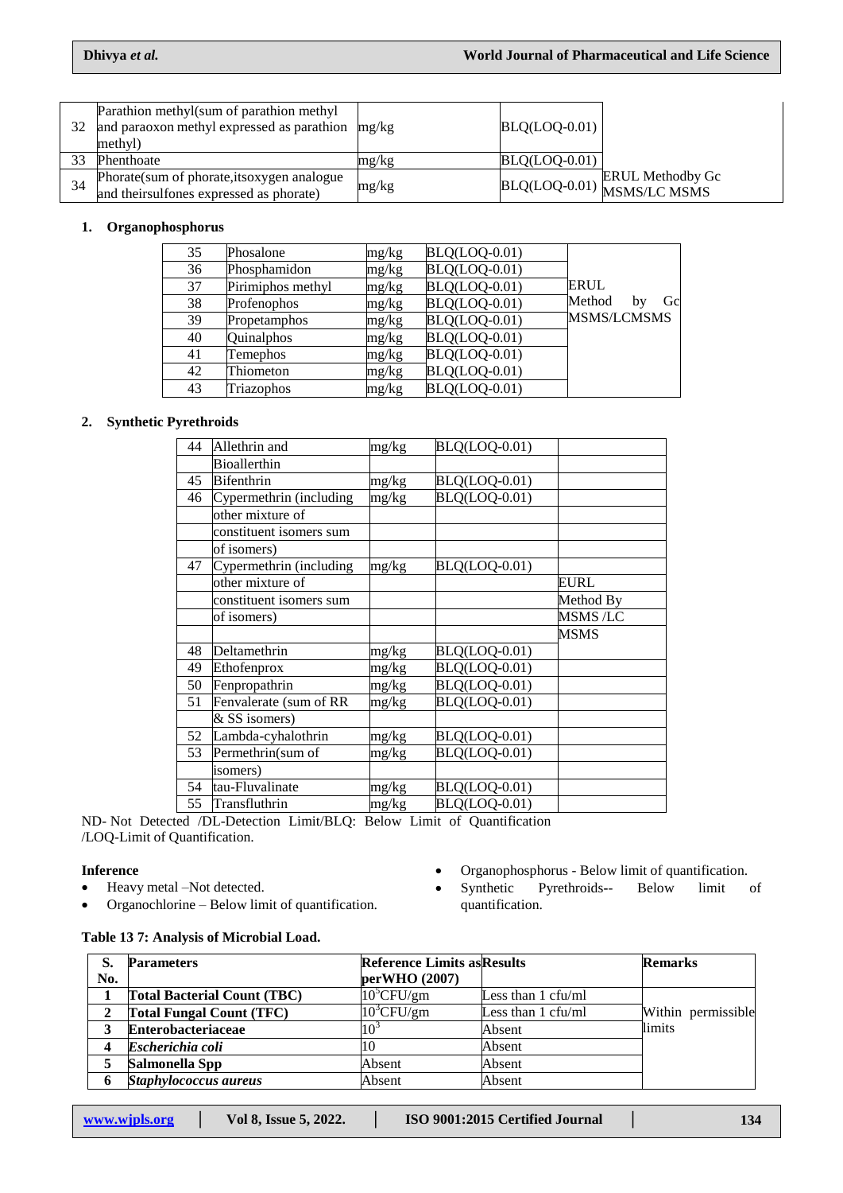| 32 | Parathion methyl(sum of parathion methyl and paraoxon methyl expressed as parathion methyl) | mg/kg | BLQ(LOQ-0.01) | |
|---|---|---|---|---|
| 33 | Phenthoate | mg/kg | BLQ(LOQ-0.01) | |
| 34 | Phorate(sum of phorate,itsoxygen analogue and theirsulfones expressed as phorate) | mg/kg | BLQ(LOQ-0.01) | ERUL Methodby Gc MSMS/LC MSMS |

1. **Organophosphorus**

| 35 | Phosalone | mg/kg | BLQ(LOQ-0.01) | |
|---|---|---|---|---|
| 36 | Phosphamidon | mg/kg | BLQ(LOQ-0.01) | |
| 37 | Pirimiphos methyl | mg/kg | BLQ(LOQ-0.01) | ERUL Method by Gc MSMS/LCMSMS |
| 38 | Profenophos | mg/kg | BLQ(LOQ-0.01) | |
| 39 | Propetamphos | mg/kg | BLQ(LOQ-0.01) | |
| 40 | Quinalphos | mg/kg | BLQ(LOQ-0.01) | |
| 41 | Temephos | mg/kg | BLQ(LOQ-0.01) | |
| 42 | Thiometon | mg/kg | BLQ(LOQ-0.01) | |
| 43 | Triazophos | mg/kg | BLQ(LOQ-0.01) | |

2. **Synthetic Pyrethroids**

| 44 | Allethrin and Bioallerthin | mg/kg | BLQ(LOQ-0.01) | |
|---|---|---|---|---|
| 45 | Bifenthrin | mg/kg | BLQ(LOQ-0.01) | |
| 46 | Cypermethrin (including other mixture of constituent isomers sum of isomers) | mg/kg | BLQ(LOQ-0.01) | |
| 47 | Cypermethrin (including other mixture of constituent isomers sum of isomers) | mg/kg | BLQ(LOQ-0.01) | EURL Method By MSMS /LC MSMS |
| 48 | Deltamethrin | mg/kg | BLQ(LOQ-0.01) | |
| 49 | Ethofenprox | mg/kg | BLQ(LOQ-0.01) | |
| 50 | Fenpropathrin | mg/kg | BLQ(LOQ-0.01) | |
| 51 | Fenvalerate (sum of RR & SS isomers) | mg/kg | BLQ(LOQ-0.01) | |
| 52 | Lambda-cyhalothrin | mg/kg | BLQ(LOQ-0.01) | |
| 53 | Permethrin(sum of isomers) | mg/kg | BLQ(LOQ-0.01) | |
| 54 | tau-Fluvalinate | mg/kg | BLQ(LOQ-0.01) | |
| 55 | Transfluthrin | mg/kg | BLQ(LOQ-0.01) | |

ND- Not Detected /DL-Detection Limit/BLQ: Below Limit of Quantification /LOQ-Limit of Quantification.

**Inference**

- Heavy metal –Not detected.
- Organochlorine – Below limit of quantification.
- Organophosphorus - Below limit of quantification.
- Synthetic Pyrethroids-- Below limit of quantification.

**Table 13 7: Analysis of Microbial Load.**

| S. No. | Parameters | Reference Limits as per WHO (2007) | Results | Remarks |
|---|---|---|---|---|
| 1 | **Total Bacterial Count (TBC)** | $10^5$CFU/gm | Less than 1 cfu/ml | Within permissible limits |
| 2 | **Total Fungal Count (TFC)** | $10^3$CFU/gm | Less than 1 cfu/ml | |
| 3 | **Enterobacteriaceae** | $10^3$ | Absent | |
| 4 | ***Escherichia coli*** | 10 | Absent | |
| 5 | **Salmonella Spp** | Absent | Absent | |
| 6 | ***Staphylococcus aureus*** | Absent | Absent | |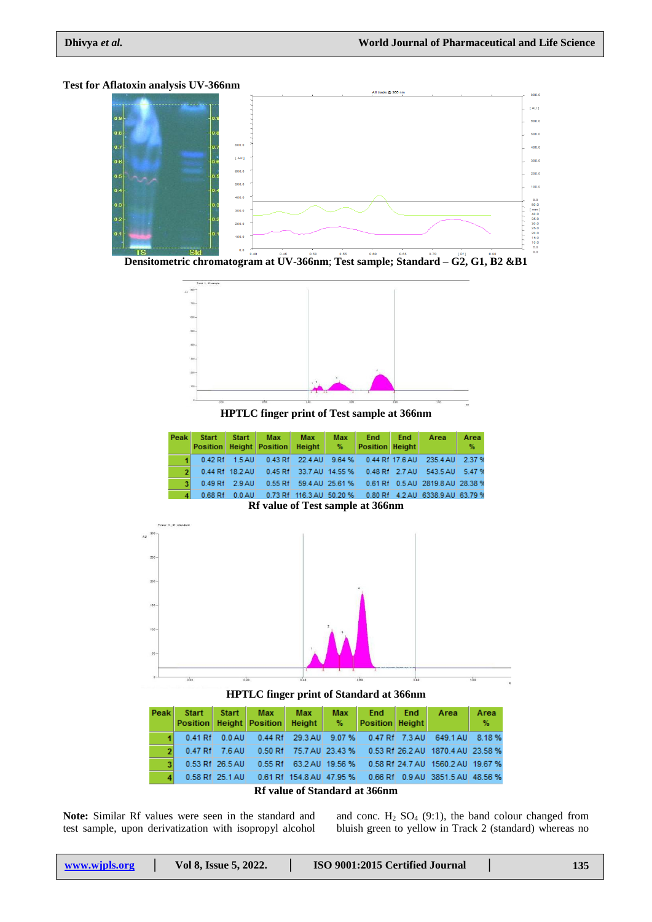**Test for Aflatoxin analysis UV-366nm**

Densitometric chromatogram at UV-366nm; Test sample; Standard – G2, G1, B2 &B1

HPTLC finger print of Test sample at 366nm

| Peak | Start Position | Start Height | Max Position | Max Height | Max % | End Position | End Height | Area | Area % |
|---|---|---|---|---|---|---|---|---|---|
| 1 | 0.42 Rf | 1.5 AU | 0.43 Rf | 22.4 AU | 9.64 % | 0.44 Rf | 17.6 AU | 235.4 AU | 2.37 % |
| 2 | 0.44 Rf | 18.2 AU | 0.45 Rf | 33.7 AU | 14.55 % | 0.48 Rf | 2.7 AU | 543.5 AU | 5.47 % |
| 3 | 0.49 Rf | 2.9 AU | 0.55 Rf | 59.4 AU | 25.61 % | 0.61 Rf | 0.5 AU | 2819.8 AU | 28.38 % |
| 4 | 0.68 Rf | 0.0 AU | 0.73 Rf | 116.3 AU | 50.20 % | 0.80 Rf | 4.2 AU | 6338.9 AU | 63.79 % |

Rf value of Test sample at 366nm

HPTLC finger print of Standard at 366nm

| Peak | Start Position | Start Height | Max Position | Max Height | Max % | End Position | End Height | Area | Area % |
|---|---|---|---|---|---|---|---|---|---|
| 1 | 0.41 Rf | 0.0 AU | 0.44 Rf | 29.3 AU | 9.07 % | 0.47 Rf | 7.3 AU | 649.1 AU | 8.18 % |
| 2 | 0.47 Rf | 7.6 AU | 0.50 Rf | 75.7 AU | 23.43 % | 0.53 Rf | 26.2 AU | 1870.4 AU | 23.58 % |
| 3 | 0.53 Rf | 26.5 AU | 0.55 Rf | 63.2 AU | 19.56 % | 0.58 Rf | 24.7 AU | 1560.2 AU | 19.67 % |
| 4 | 0.58 Rf | 25.1 AU | 0.61 Rf | 154.8 AU | 47.95 % | 0.66 Rf | 0.9 AU | 3851.5 AU | 48.56 % |

Rf value of Standard at 366nm

**Note:** Similar Rf values were seen in the standard and test sample, upon derivatization with isopropyl alcohol and conc. $H_2SO_4$ (9:1), the band colour changed from bluish green to yellow in Track 2 (standard) whereas no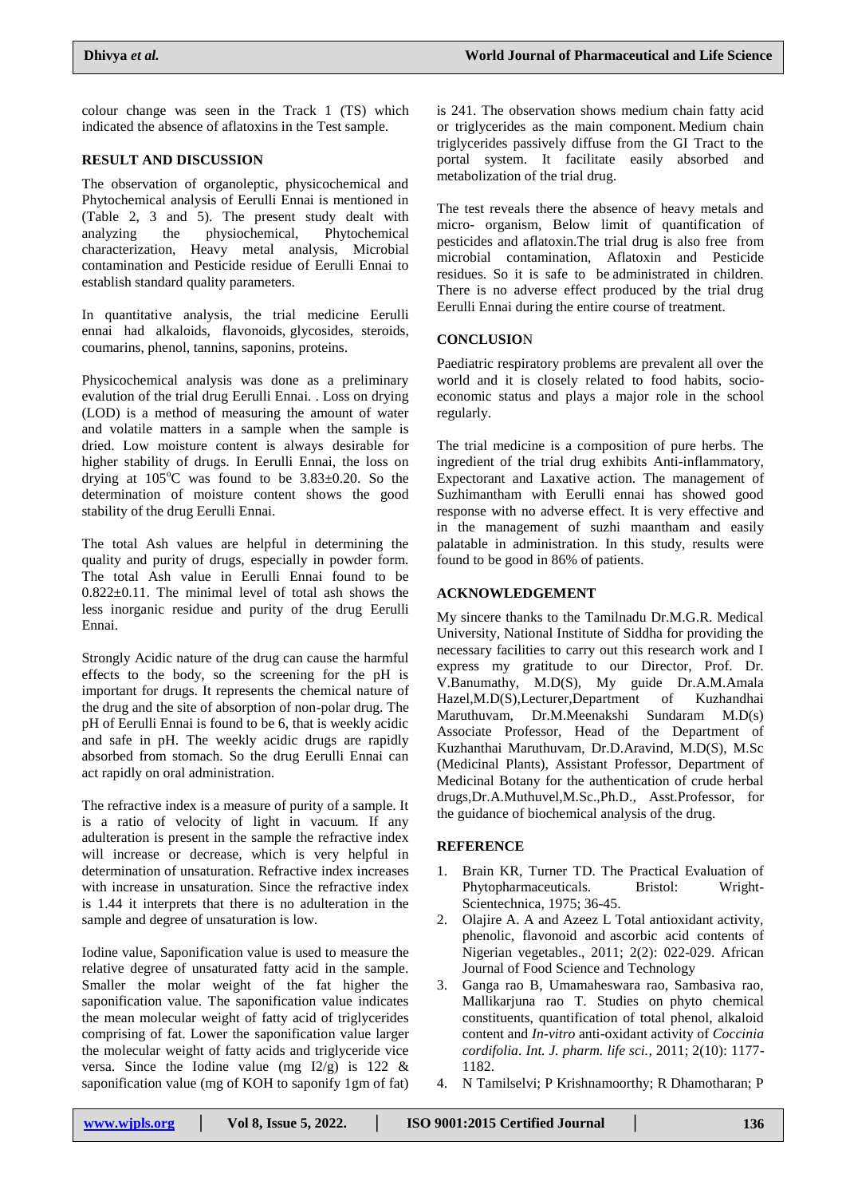colour change was seen in the Track 1 (TS) which indicated the absence of aflatoxins in the Test sample.

## RESULT AND DISCUSSION

The observation of organoleptic, physicochemical and Phytochemical analysis of Eerulli Ennai is mentioned in (Table 2, 3 and 5). The present study dealt with analyzing the physiochemical, Phytochemical characterization, Heavy metal analysis, Microbial contamination and Pesticide residue of Eerulli Ennai to establish standard quality parameters.

In quantitative analysis, the trial medicine Eerulli ennai had alkaloids, flavonoids, glycosides, steroids, coumarins, phenol, tannins, saponins, proteins.

Physicochemical analysis was done as a preliminary evalution of the trial drug Eerulli Ennai. . Loss on drying (LOD) is a method of measuring the amount of water and volatile matters in a sample when the sample is dried. Low moisture content is always desirable for higher stability of drugs. In Eerulli Ennai, the loss on drying at $105^oC$ was found to be 3.83±0.20. So the determination of moisture content shows the good stability of the drug Eerulli Ennai.

The total Ash values are helpful in determining the quality and purity of drugs, especially in powder form. The total Ash value in Eerulli Ennai found to be 0.822±0.11. The minimal level of total ash shows the less inorganic residue and purity of the drug Eerulli Ennai.

Strongly Acidic nature of the drug can cause the harmful effects to the body, so the screening for the pH is important for drugs. It represents the chemical nature of the drug and the site of absorption of non-polar drug. The pH of Eerulli Ennai is found to be 6, that is weekly acidic and safe in pH. The weekly acidic drugs are rapidly absorbed from stomach. So the drug Eerulli Ennai can act rapidly on oral administration.

The refractive index is a measure of purity of a sample. It is a ratio of velocity of light in vacuum. If any adulteration is present in the sample the refractive index will increase or decrease, which is very helpful in determination of unsaturation. Refractive index increases with increase in unsaturation. Since the refractive index is 1.44 it interprets that there is no adulteration in the sample and degree of unsaturation is low.

Iodine value, Saponification value is used to measure the relative degree of unsaturated fatty acid in the sample. Smaller the molar weight of the fat higher the saponification value. The saponification value indicates the mean molecular weight of fatty acid of triglycerides comprising of fat. Lower the saponification value larger the molecular weight of fatty acids and triglyceride vice versa. Since the Iodine value (mg $I_2$/g) is 122 & saponification value (mg of KOH to saponify 1gm of fat) is 241. The observation shows medium chain fatty acid or triglycerides as the main component. Medium chain triglycerides passively diffuse from the GI Tract to the portal system. It facilitate easily absorbed and metabolization of the trial drug.

The test reveals there the absence of heavy metals and micro- organism, Below limit of quantification of pesticides and aflatoxin.The trial drug is also free from microbial contamination, Aflatoxin and Pesticide residues. So it is safe to be administrated in children. There is no adverse effect produced by the trial drug Eerulli Ennai during the entire course of treatment.

## CONCLUSION

Paediatric respiratory problems are prevalent all over the world and it is closely related to food habits, socio-economic status and plays a major role in the school regularly.

The trial medicine is a composition of pure herbs. The ingredient of the trial drug exhibits Anti-inflammatory, Expectorant and Laxative action. The management of Suzhimantham with Eerulli ennai has showed good response with no adverse effect. It is very effective and in the management of suzhi maantham and easily palatable in administration. In this study, results were found to be good in 86% of patients.

## ACKNOWLEDGEMENT

My sincere thanks to the Tamilnadu Dr.M.G.R. Medical University, National Institute of Siddha for providing the necessary facilities to carry out this research work and I express my gratitude to our Director, Prof. Dr. V.Banumathy, M.D(S), My guide Dr.A.M.Amala Hazel,M.D(S),Lecturer,Department of Kuzhandhai Maruthuvam, Dr.M.Meenakshi Sundaram M.D(s) Associate Professor, Head of the Department of Kuzhanthai Maruthuvam, Dr.D.Aravind, M.D(S), M.Sc (Medicinal Plants), Assistant Professor, Department of Medicinal Botany for the authentication of crude herbal drugs,Dr.A.Muthuvel,M.Sc.,Ph.D., Asst.Professor, for the guidance of biochemical analysis of the drug.

## REFERENCE

1. Brain KR, Turner TD. The Practical Evaluation of Phytopharmaceuticals. Bristol: Wright-Scientechnica, 1975; 36-45.
2. Olajire A. A and Azeez L Total antioxidant activity, phenolic, flavonoid and ascorbic acid contents of Nigerian vegetables., 2011; 2(2): 022-029. African Journal of Food Science and Technology
3. Ganga rao B, Umamaheswara rao, Sambasiva rao, Mallikarjuna rao T. Studies on phyto chemical constituents, quantification of total phenol, alkaloid content and *In-vitro* anti-oxidant activity of *Coccinia cordifolia*. *Int. J. pharm. life sci.,* 2011; 2(10): 1177-1182.
4. N Tamilselvi; P Krishnamoorthy; R Dhamotharan; P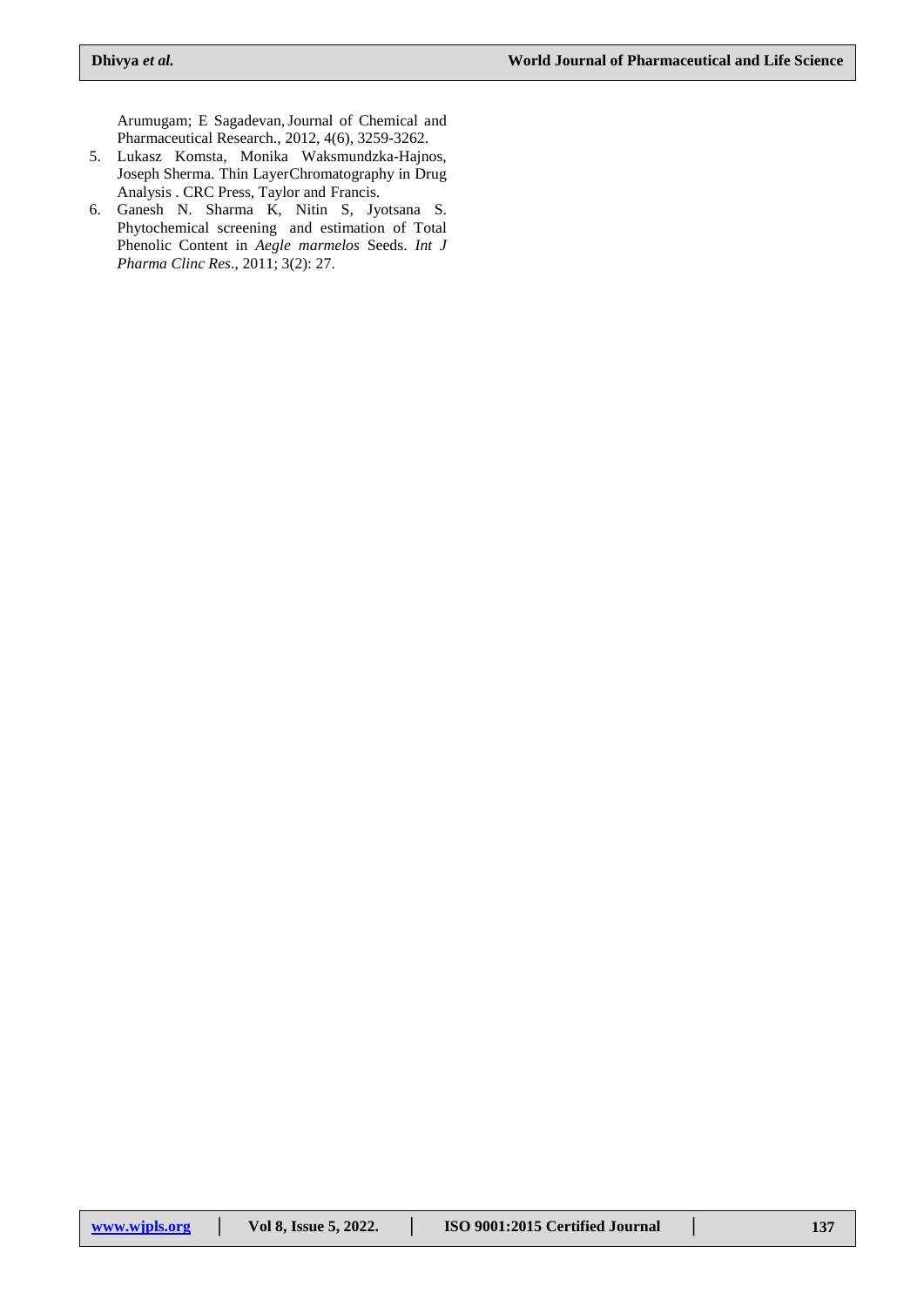Arumugam; E Sagadevan, Journal of Chemical and Pharmaceutical Research., 2012, 4(6), 3259-3262.

5. Lukasz Komsta, Monika Waksmundzka-Hajnos, Joseph Sherma. Thin LayerChromatography in Drug Analysis . CRC Press, Taylor and Francis.
6. Ganesh N. Sharma K, Nitin S, Jyotsana S. Phytochemical screening and estimation of Total Phenolic Content in *Aegle marmelos* Seeds. *Int J Pharma Clinc Res*., 2011; 3(2): 27.